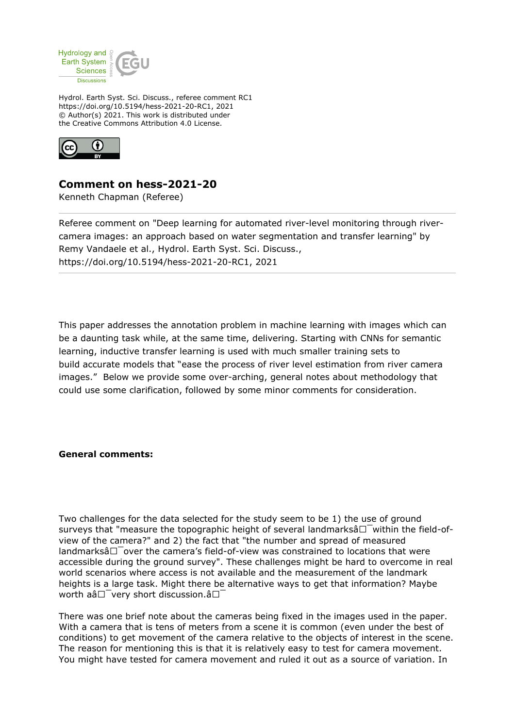Hydrol. Earth Syst. Sci. Discuss., referee comment RC1
https://doi.org/10.5194/hess-2021-20-RC1, 2021
© Author(s) 2021. This work is distributed under
the Creative Commons Attribution 4.0 License.

## Comment on hess-2021-20

Kenneth Chapman (Referee)

Referee comment on "Deep learning for automated river-level monitoring through river-camera images: an approach based on water segmentation and transfer learning" by Remy Vandaele et al., Hydrol. Earth Syst. Sci. Discuss., https://doi.org/10.5194/hess-2021-20-RC1, 2021

This paper addresses the annotation problem in machine learning with images which can be a daunting task while, at the same time, delivering. Starting with CNNs for semantic learning, inductive transfer learning is used with much smaller training sets to build accurate models that "ease the process of river level estimation from river camera images." Below we provide some over-arching, general notes about methodology that could use some clarification, followed by some minor comments for consideration.

**General comments:**

Two challenges for the data selected for the study seem to be 1) the use of ground surveys that "measure the topographic height of several landmarksâ□¯within the field-of-view of the camera?" and 2) the fact that "the number and spread of measured landmarksâ□¯over the camera's field-of-view was constrained to locations that were accessible during the ground survey". These challenges might be hard to overcome in real world scenarios where access is not available and the measurement of the landmark heights is a large task. Might there be alternative ways to get that information? Maybe worth aâ□¯very short discussion.â□¯

There was one brief note about the cameras being fixed in the images used in the paper. With a camera that is tens of meters from a scene it is common (even under the best of conditions) to get movement of the camera relative to the objects of interest in the scene. The reason for mentioning this is that it is relatively easy to test for camera movement. You might have tested for camera movement and ruled it out as a source of variation. In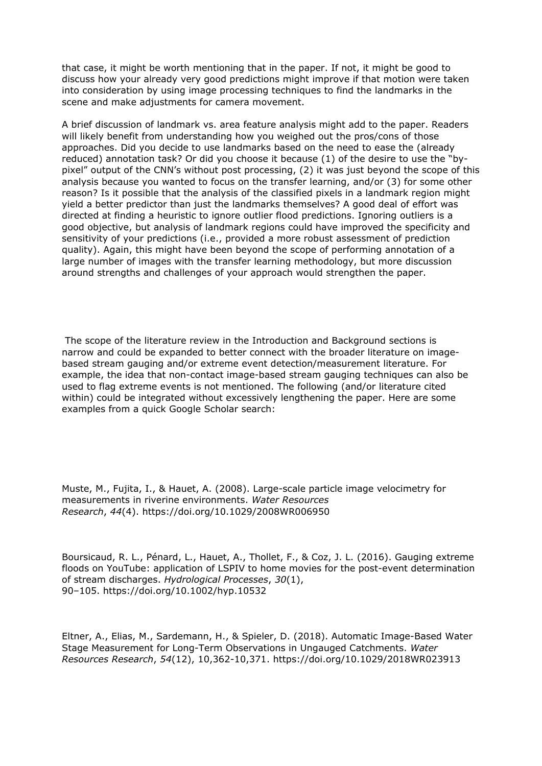that case, it might be worth mentioning that in the paper. If not, it might be good to discuss how your already very good predictions might improve if that motion were taken into consideration by using image processing techniques to find the landmarks in the scene and make adjustments for camera movement.

A brief discussion of landmark vs. area feature analysis might add to the paper. Readers will likely benefit from understanding how you weighed out the pros/cons of those approaches. Did you decide to use landmarks based on the need to ease the (already reduced) annotation task? Or did you choose it because (1) of the desire to use the "by-pixel" output of the CNN's without post processing, (2) it was just beyond the scope of this analysis because you wanted to focus on the transfer learning, and/or (3) for some other reason? Is it possible that the analysis of the classified pixels in a landmark region might yield a better predictor than just the landmarks themselves? A good deal of effort was directed at finding a heuristic to ignore outlier flood predictions. Ignoring outliers is a good objective, but analysis of landmark regions could have improved the specificity and sensitivity of your predictions (i.e., provided a more robust assessment of prediction quality). Again, this might have been beyond the scope of performing annotation of a large number of images with the transfer learning methodology, but more discussion around strengths and challenges of your approach would strengthen the paper.

The scope of the literature review in the Introduction and Background sections is narrow and could be expanded to better connect with the broader literature on image-based stream gauging and/or extreme event detection/measurement literature. For example, the idea that non-contact image-based stream gauging techniques can also be used to flag extreme events is not mentioned. The following (and/or literature cited within) could be integrated without excessively lengthening the paper. Here are some examples from a quick Google Scholar search:

Muste, M., Fujita, I., & Hauet, A. (2008). Large-scale particle image velocimetry for measurements in riverine environments. *Water Resources Research*, *44*(4). https://doi.org/10.1029/2008WR006950

Boursicaud, R. L., Pénard, L., Hauet, A., Thollet, F., & Coz, J. L. (2016). Gauging extreme floods on YouTube: application of LSPIV to home movies for the post-event determination of stream discharges. *Hydrological Processes*, *30*(1), 90–105. https://doi.org/10.1002/hyp.10532

Eltner, A., Elias, M., Sardemann, H., & Spieler, D. (2018). Automatic Image-Based Water Stage Measurement for Long-Term Observations in Ungauged Catchments. *Water Resources Research*, *54*(12), 10,362-10,371. https://doi.org/10.1029/2018WR023913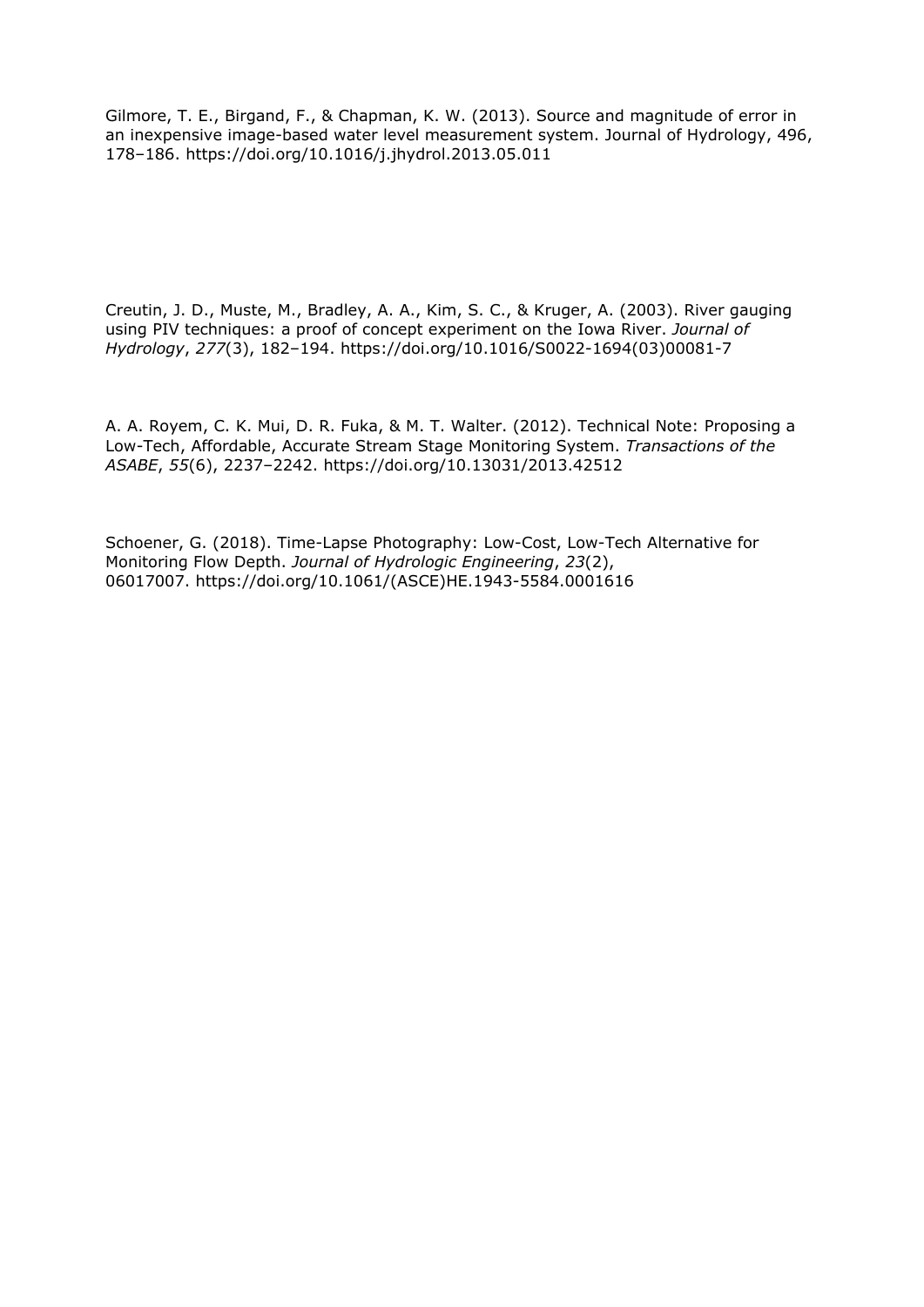Gilmore, T. E., Birgand, F., & Chapman, K. W. (2013). Source and magnitude of error in an inexpensive image-based water level measurement system. Journal of Hydrology, 496, 178–186. https://doi.org/10.1016/j.jhydrol.2013.05.011

Creutin, J. D., Muste, M., Bradley, A. A., Kim, S. C., & Kruger, A. (2003). River gauging using PIV techniques: a proof of concept experiment on the Iowa River. *Journal of Hydrology*, *277*(3), 182–194. https://doi.org/10.1016/S0022-1694(03)00081-7

A. A. Royem, C. K. Mui, D. R. Fuka, & M. T. Walter. (2012). Technical Note: Proposing a Low-Tech, Affordable, Accurate Stream Stage Monitoring System. *Transactions of the ASABE*, *55*(6), 2237–2242. https://doi.org/10.13031/2013.42512

Schoener, G. (2018). Time-Lapse Photography: Low-Cost, Low-Tech Alternative for Monitoring Flow Depth. *Journal of Hydrologic Engineering*, *23*(2), 06017007. https://doi.org/10.1061/(ASCE)HE.1943-5584.0001616